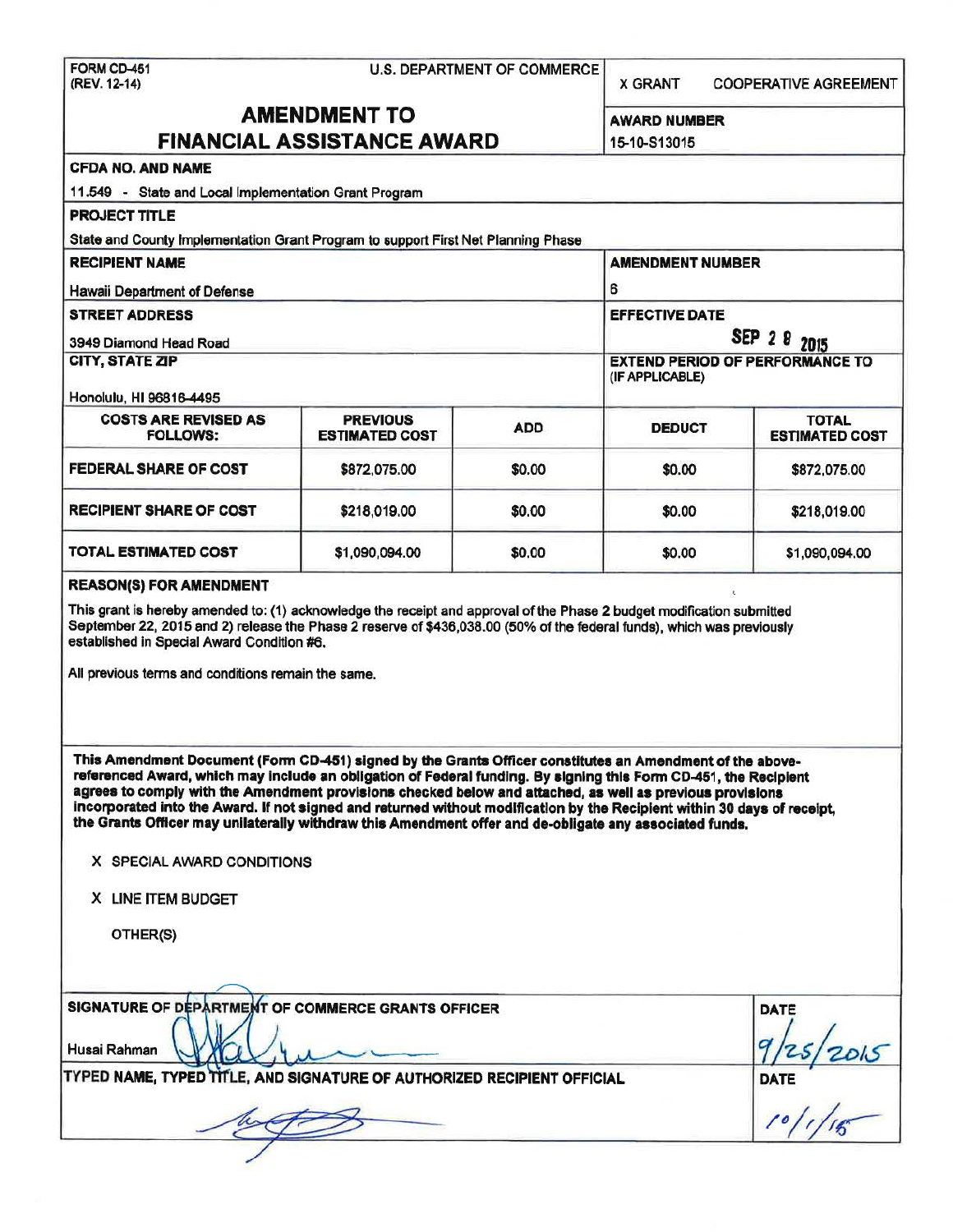FORM CD-451
(REV. 12-14)

U.S. DEPARTMENT OF COMMERCE

X GRANT    COOPERATIVE AGREEMENT

# AMENDMENT TO FINANCIAL ASSISTANCE AWARD

**AWARD NUMBER**
15-10-S13015

**CFDA NO. AND NAME**
11.549 - State and Local Implementation Grant Program

**PROJECT TITLE**
State and County Implementation Grant Program to support First Net Planning Phase

**RECIPIENT NAME**
Hawaii Department of Defense

**AMENDMENT NUMBER**
6

**STREET ADDRESS**
3949 Diamond Head Road

**EFFECTIVE DATE**
SEP 2 8 2015

**CITY, STATE ZIP**
Honolulu, HI 96816-4495

**EXTEND PERIOD OF PERFORMANCE TO (IF APPLICABLE)**

| COSTS ARE REVISED AS FOLLOWS: | PREVIOUS ESTIMATED COST | ADD | DEDUCT | TOTAL ESTIMATED COST |
|---|---|---|---|---|
| FEDERAL SHARE OF COST | $872,075.00 | $0.00 | $0.00 | $872,075.00 |
| RECIPIENT SHARE OF COST | $218,019.00 | $0.00 | $0.00 | $218,019.00 |
| TOTAL ESTIMATED COST | $1,090,094.00 | $0.00 | $0.00 | $1,090,094.00 |

**REASON(S) FOR AMENDMENT**

This grant is hereby amended to: (1) acknowledge the receipt and approval of the Phase 2 budget modification submitted September 22, 2015 and 2) release the Phase 2 reserve of $436,038.00 (50% of the federal funds), which was previously established in Special Award Condition #6.

All previous terms and conditions remain the same.

**This Amendment Document (Form CD-451) signed by the Grants Officer constitutes an Amendment of the above-referenced Award, which may include an obligation of Federal funding. By signing this Form CD-451, the Recipient agrees to comply with the Amendment provisions checked below and attached, as well as previous provisions incorporated into the Award. If not signed and returned without modification by the Recipient within 30 days of receipt, the Grants Officer may unilaterally withdraw this Amendment offer and de-obligate any associated funds.**

X SPECIAL AWARD CONDITIONS

X LINE ITEM BUDGET

OTHER(S)

**SIGNATURE OF DEPARTMENT OF COMMERCE GRANTS OFFICER**
Husai Rahman

**DATE**
9/25/2015

**TYPED NAME, TYPED TITLE, AND SIGNATURE OF AUTHORIZED RECIPIENT OFFICIAL**

**DATE**
10/1/15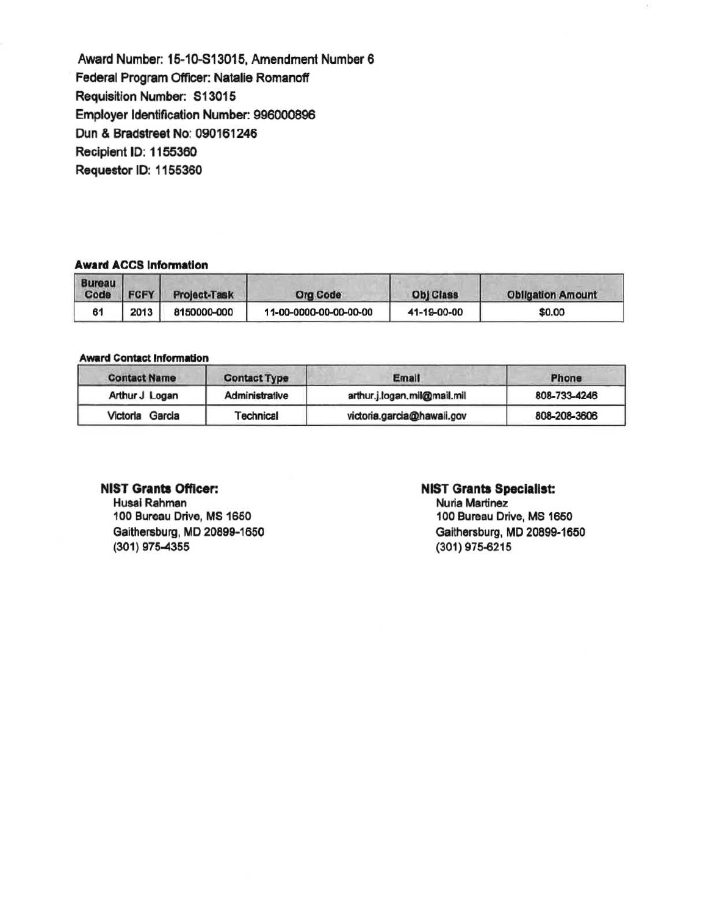Award Number: 15-10-S13015, Amendment Number 6
Federal Program Officer: Natalie Romanoff
Requisition Number: S13015
Employer Identification Number: 996000896
Dun & Bradstreet No: 090161246
Recipient ID: 1155360
Requestor ID: 1155360

**Award ACCS Information**

| Bureau Code | FCFY | Project-Task | Org Code | Obj Class | Obligation Amount |
|---|---|---|---|---|---|
| 61 | 2013 | 8150000-000 | 11-00-0000-00-00-00-00 | 41-19-00-00 | $0.00 |

**Award Contact Information**

| Contact Name | Contact Type | Email | Phone |
|---|---|---|---|
| Arthur J Logan | Administrative | arthur.j.logan.mil@mail.mil | 808-733-4246 |
| Victoria Garcia | Technical | victoria.garcia@hawaii.gov | 808-208-3606 |

**NIST Grants Officer:**
Husai Rahman
100 Bureau Drive, MS 1650
Gaithersburg, MD 20899-1650
(301) 975-4355

**NIST Grants Specialist:**
Nuria Martinez
100 Bureau Drive, MS 1650
Gaithersburg, MD 20899-1650
(301) 975-6215